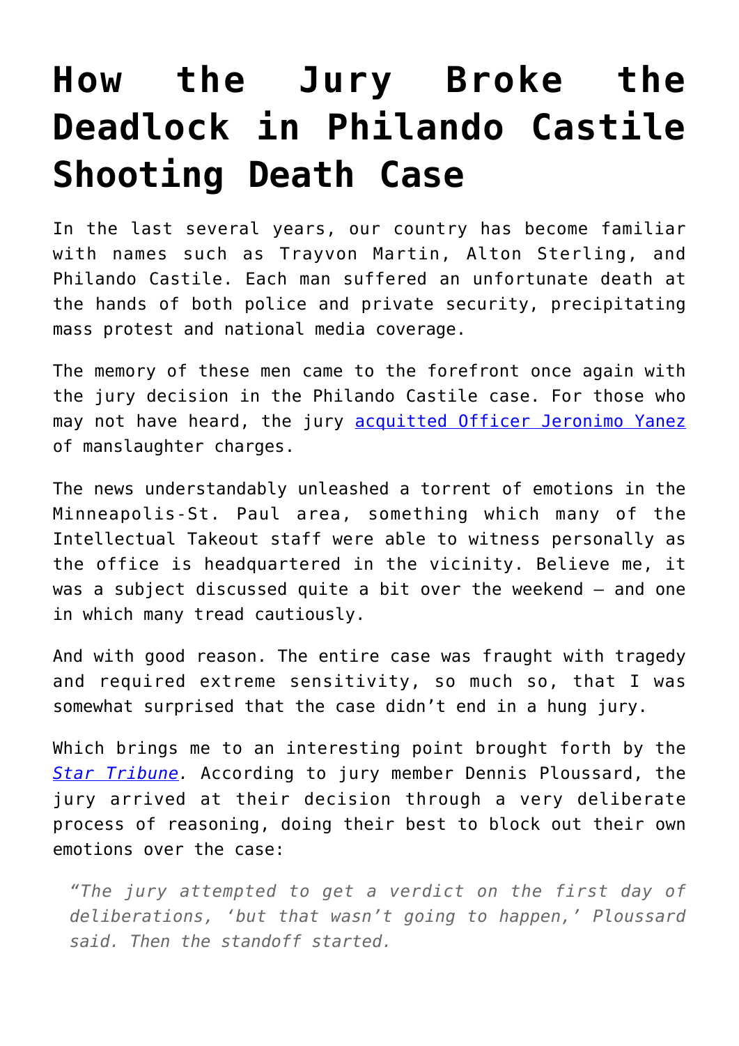# How the Jury Broke the Deadlock in Philando Castile Shooting Death Case

In the last several years, our country has become familiar with names such as Trayvon Martin, Alton Sterling, and Philando Castile. Each man suffered an unfortunate death at the hands of both police and private security, precipitating mass protest and national media coverage.

The memory of these men came to the forefront once again with the jury decision in the Philando Castile case. For those who may not have heard, the jury acquitted Officer Jeronimo Yanez of manslaughter charges.

The news understandably unleashed a torrent of emotions in the Minneapolis-St. Paul area, something which many of the Intellectual Takeout staff were able to witness personally as the office is headquartered in the vicinity. Believe me, it was a subject discussed quite a bit over the weekend – and one in which many tread cautiously.

And with good reason. The entire case was fraught with tragedy and required extreme sensitivity, so much so, that I was somewhat surprised that the case didn't end in a hung jury.

Which brings me to an interesting point brought forth by the *Star Tribune*. According to jury member Dennis Ploussard, the jury arrived at their decision through a very deliberate process of reasoning, doing their best to block out their own emotions over the case:

> *"The jury attempted to get a verdict on the first day of deliberations, 'but that wasn't going to happen,' Ploussard said. Then the standoff started.*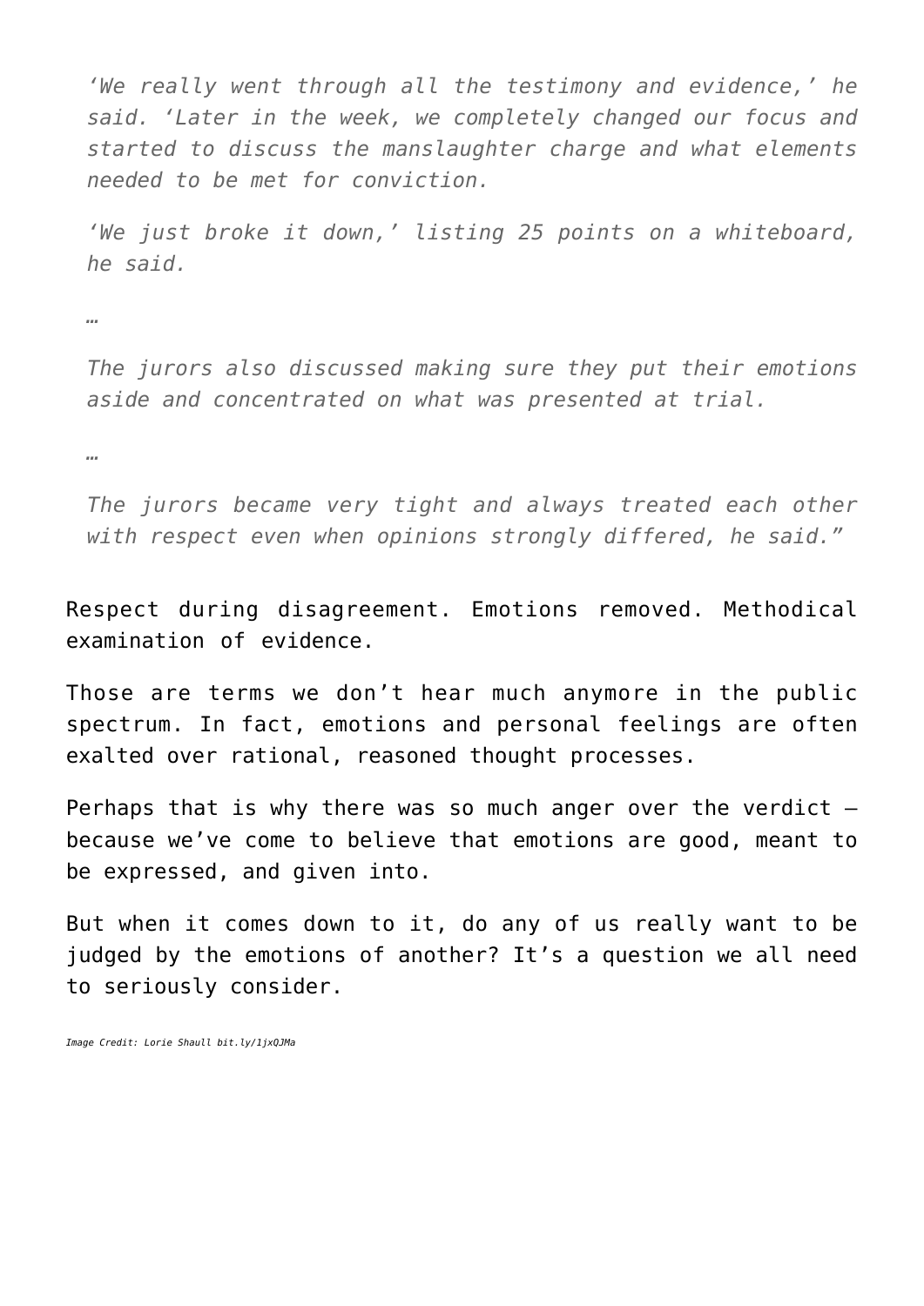> *'We really went through all the testimony and evidence,' he said. 'Later in the week, we completely changed our focus and started to discuss the manslaughter charge and what elements needed to be met for conviction.*
>
> *'We just broke it down,' listing 25 points on a whiteboard, he said.*
>
> *…*
>
> *The jurors also discussed making sure they put their emotions aside and concentrated on what was presented at trial.*
>
> *…*
>
> *The jurors became very tight and always treated each other with respect even when opinions strongly differed, he said."*

Respect during disagreement. Emotions removed. Methodical examination of evidence.

Those are terms we don't hear much anymore in the public spectrum. In fact, emotions and personal feelings are often exalted over rational, reasoned thought processes.

Perhaps that is why there was so much anger over the verdict – because we've come to believe that emotions are good, meant to be expressed, and given into.

But when it comes down to it, do any of us really want to be judged by the emotions of another? It's a question we all need to seriously consider.

*Image Credit: Lorie Shaull bit.ly/1jxQJMa*